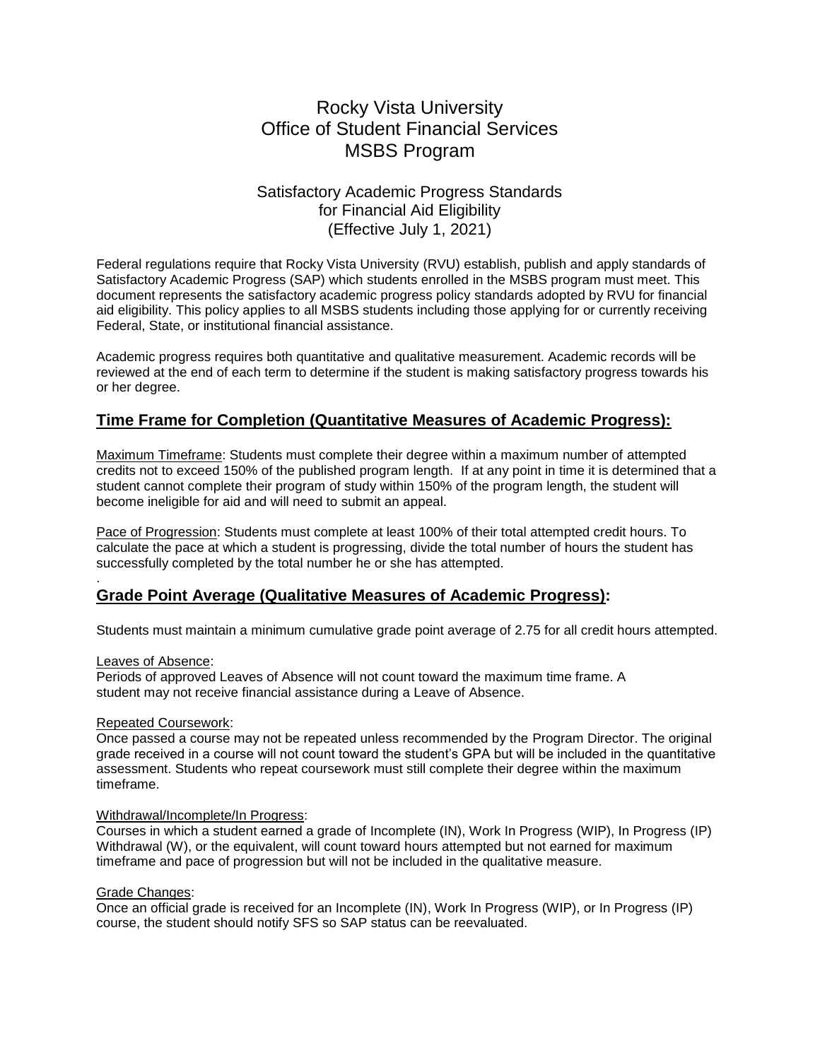# Rocky Vista University
# Office of Student Financial Services
# MSBS Program

## Satisfactory Academic Progress Standards for Financial Aid Eligibility (Effective July 1, 2021)

Federal regulations require that Rocky Vista University (RVU) establish, publish and apply standards of Satisfactory Academic Progress (SAP) which students enrolled in the MSBS program must meet. This document represents the satisfactory academic progress policy standards adopted by RVU for financial aid eligibility. This policy applies to all MSBS students including those applying for or currently receiving Federal, State, or institutional financial assistance.

Academic progress requires both quantitative and qualitative measurement. Academic records will be reviewed at the end of each term to determine if the student is making satisfactory progress towards his or her degree.

## Time Frame for Completion (Quantitative Measures of Academic Progress):

Maximum Timeframe: Students must complete their degree within a maximum number of attempted credits not to exceed 150% of the published program length. If at any point in time it is determined that a student cannot complete their program of study within 150% of the program length, the student will become ineligible for aid and will need to submit an appeal.

Pace of Progression: Students must complete at least 100% of their total attempted credit hours. To calculate the pace at which a student is progressing, divide the total number of hours the student has successfully completed by the total number he or she has attempted.

.

## Grade Point Average (Qualitative Measures of Academic Progress):

Students must maintain a minimum cumulative grade point average of 2.75 for all credit hours attempted.

Leaves of Absence:
Periods of approved Leaves of Absence will not count toward the maximum time frame. A student may not receive financial assistance during a Leave of Absence.

Repeated Coursework:
Once passed a course may not be repeated unless recommended by the Program Director. The original grade received in a course will not count toward the student's GPA but will be included in the quantitative assessment. Students who repeat coursework must still complete their degree within the maximum timeframe.

Withdrawal/Incomplete/In Progress:
Courses in which a student earned a grade of Incomplete (IN), Work In Progress (WIP), In Progress (IP) Withdrawal (W), or the equivalent, will count toward hours attempted but not earned for maximum timeframe and pace of progression but will not be included in the qualitative measure.

Grade Changes:
Once an official grade is received for an Incomplete (IN), Work In Progress (WIP), or In Progress (IP) course, the student should notify SFS so SAP status can be reevaluated.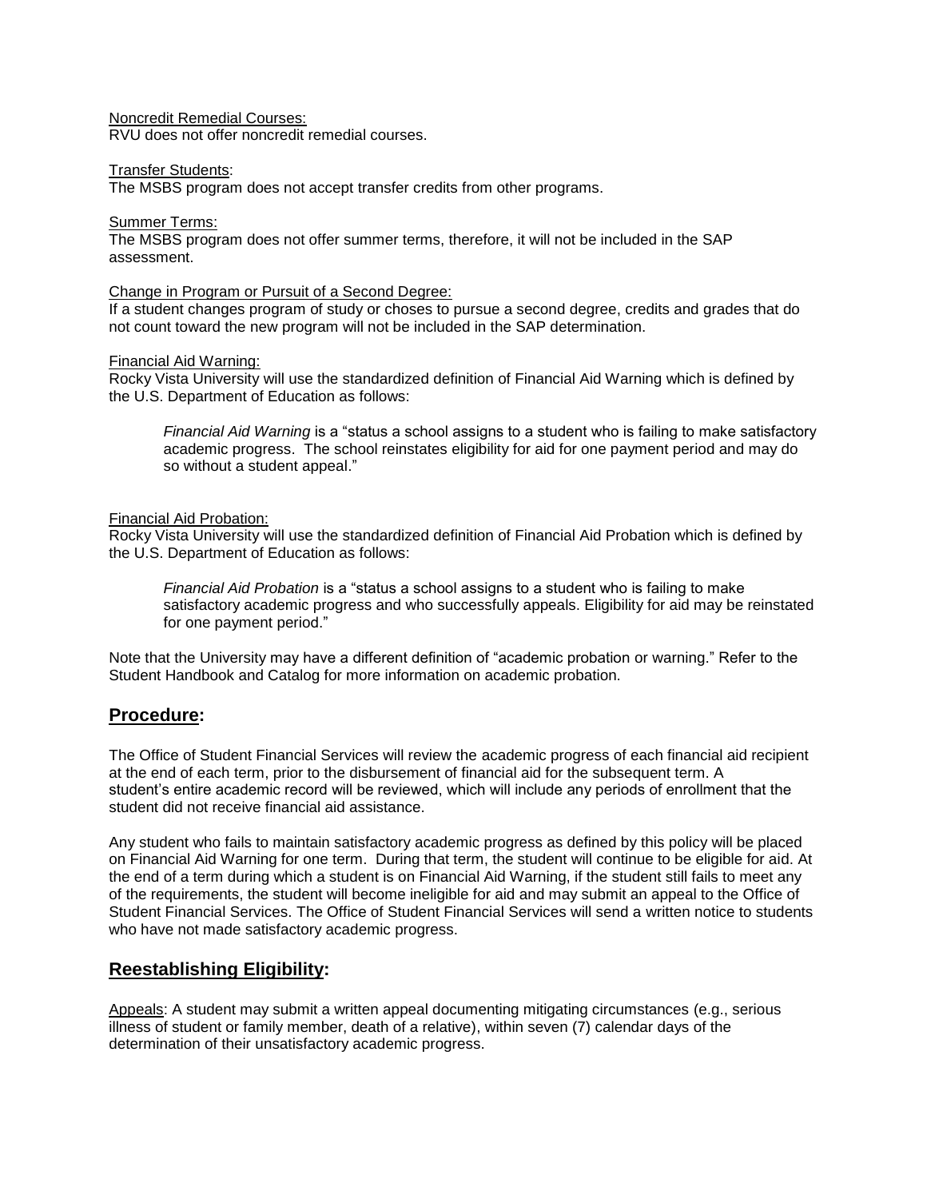Noncredit Remedial Courses:
RVU does not offer noncredit remedial courses.

Transfer Students:
The MSBS program does not accept transfer credits from other programs.

Summer Terms:
The MSBS program does not offer summer terms, therefore, it will not be included in the SAP assessment.

Change in Program or Pursuit of a Second Degree:
If a student changes program of study or choses to pursue a second degree, credits and grades that do not count toward the new program will not be included in the SAP determination.

Financial Aid Warning:
Rocky Vista University will use the standardized definition of Financial Aid Warning which is defined by the U.S. Department of Education as follows:

> *Financial Aid Warning* is a "status a school assigns to a student who is failing to make satisfactory academic progress. The school reinstates eligibility for aid for one payment period and may do so without a student appeal."

Financial Aid Probation:
Rocky Vista University will use the standardized definition of Financial Aid Probation which is defined by the U.S. Department of Education as follows:

> *Financial Aid Probation* is a "status a school assigns to a student who is failing to make satisfactory academic progress and who successfully appeals. Eligibility for aid may be reinstated for one payment period."

Note that the University may have a different definition of "academic probation or warning." Refer to the Student Handbook and Catalog for more information on academic probation.

## Procedure:

The Office of Student Financial Services will review the academic progress of each financial aid recipient at the end of each term, prior to the disbursement of financial aid for the subsequent term. A student's entire academic record will be reviewed, which will include any periods of enrollment that the student did not receive financial aid assistance.

Any student who fails to maintain satisfactory academic progress as defined by this policy will be placed on Financial Aid Warning for one term. During that term, the student will continue to be eligible for aid. At the end of a term during which a student is on Financial Aid Warning, if the student still fails to meet any of the requirements, the student will become ineligible for aid and may submit an appeal to the Office of Student Financial Services. The Office of Student Financial Services will send a written notice to students who have not made satisfactory academic progress.

## Reestablishing Eligibility:

Appeals: A student may submit a written appeal documenting mitigating circumstances (e.g., serious illness of student or family member, death of a relative), within seven (7) calendar days of the determination of their unsatisfactory academic progress.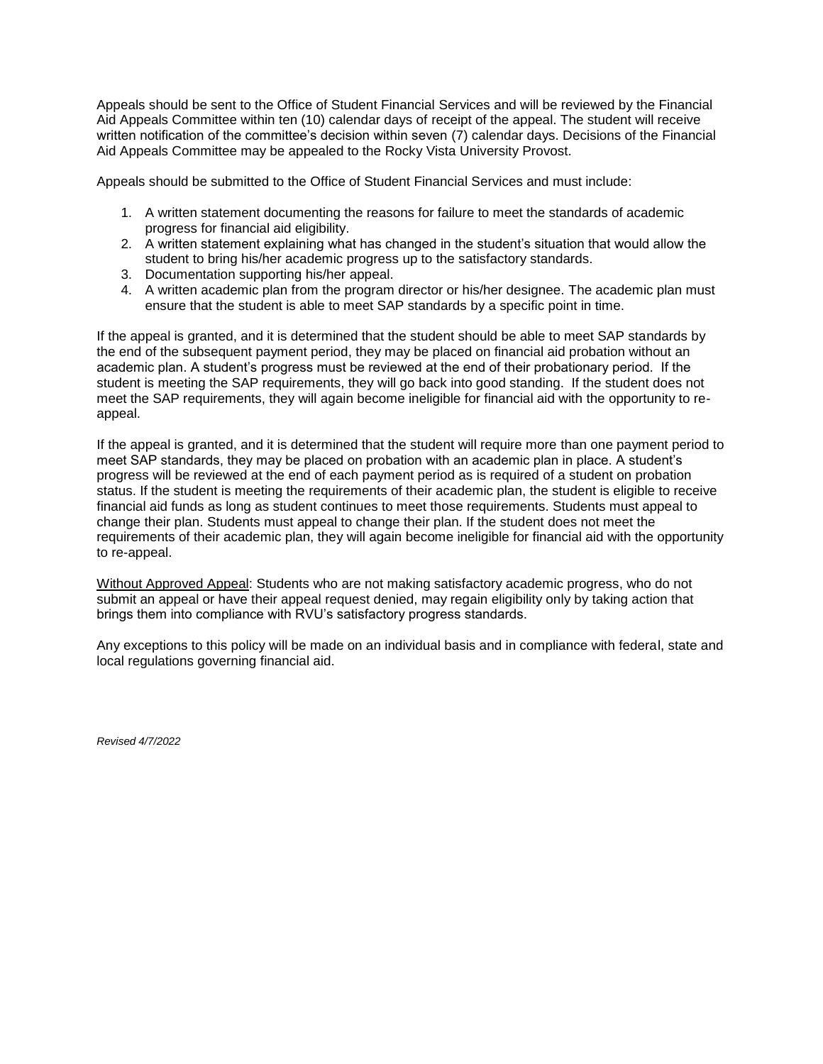Appeals should be sent to the Office of Student Financial Services and will be reviewed by the Financial Aid Appeals Committee within ten (10) calendar days of receipt of the appeal. The student will receive written notification of the committee's decision within seven (7) calendar days. Decisions of the Financial Aid Appeals Committee may be appealed to the Rocky Vista University Provost.

Appeals should be submitted to the Office of Student Financial Services and must include:

1. A written statement documenting the reasons for failure to meet the standards of academic progress for financial aid eligibility.
2. A written statement explaining what has changed in the student's situation that would allow the student to bring his/her academic progress up to the satisfactory standards.
3. Documentation supporting his/her appeal.
4. A written academic plan from the program director or his/her designee. The academic plan must ensure that the student is able to meet SAP standards by a specific point in time.

If the appeal is granted, and it is determined that the student should be able to meet SAP standards by the end of the subsequent payment period, they may be placed on financial aid probation without an academic plan. A student's progress must be reviewed at the end of their probationary period. If the student is meeting the SAP requirements, they will go back into good standing. If the student does not meet the SAP requirements, they will again become ineligible for financial aid with the opportunity to re-appeal.

If the appeal is granted, and it is determined that the student will require more than one payment period to meet SAP standards, they may be placed on probation with an academic plan in place. A student's progress will be reviewed at the end of each payment period as is required of a student on probation status. If the student is meeting the requirements of their academic plan, the student is eligible to receive financial aid funds as long as student continues to meet those requirements. Students must appeal to change their plan. Students must appeal to change their plan. If the student does not meet the requirements of their academic plan, they will again become ineligible for financial aid with the opportunity to re-appeal.

<u>Without Approved Appeal</u>: Students who are not making satisfactory academic progress, who do not submit an appeal or have their appeal request denied, may regain eligibility only by taking action that brings them into compliance with RVU's satisfactory progress standards.

Any exceptions to this policy will be made on an individual basis and in compliance with federal, state and local regulations governing financial aid.

*Revised 4/7/2022*